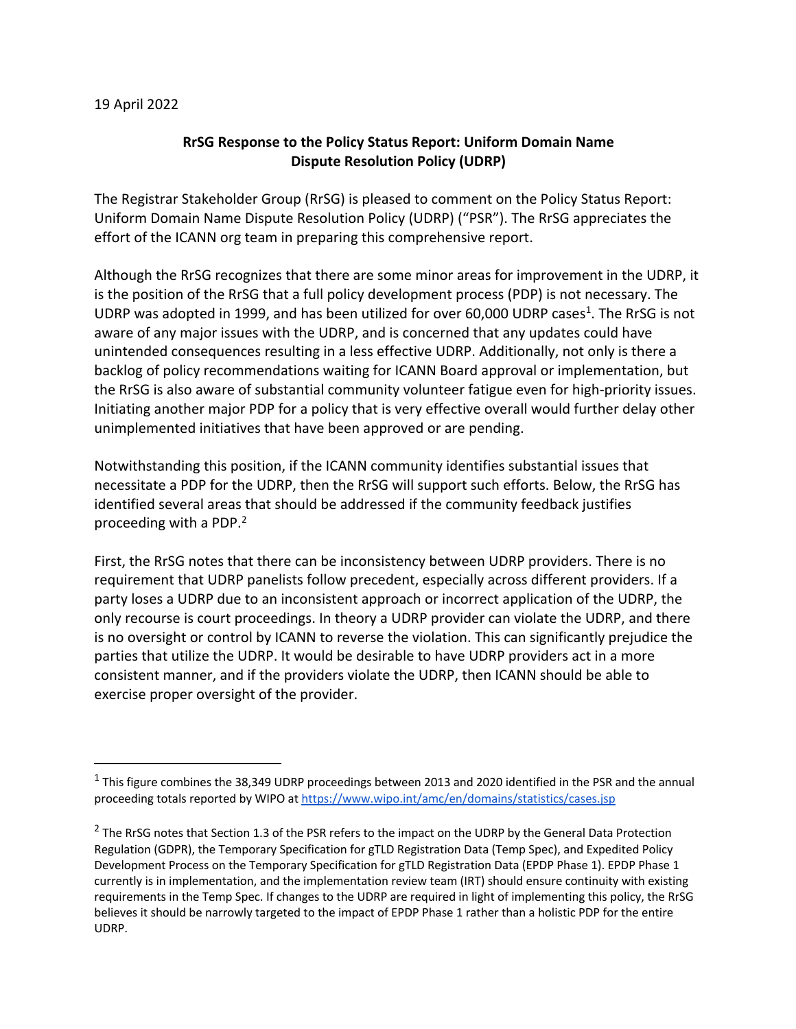19 April 2022

**RrSG Response to the Policy Status Report: Uniform Domain Name Dispute Resolution Policy (UDRP)**

The Registrar Stakeholder Group (RrSG) is pleased to comment on the Policy Status Report: Uniform Domain Name Dispute Resolution Policy (UDRP) ("PSR"). The RrSG appreciates the effort of the ICANN org team in preparing this comprehensive report.

Although the RrSG recognizes that there are some minor areas for improvement in the UDRP, it is the position of the RrSG that a full policy development process (PDP) is not necessary. The UDRP was adopted in 1999, and has been utilized for over 60,000 UDRP cases[1]. The RrSG is not aware of any major issues with the UDRP, and is concerned that any updates could have unintended consequences resulting in a less effective UDRP. Additionally, not only is there a backlog of policy recommendations waiting for ICANN Board approval or implementation, but the RrSG is also aware of substantial community volunteer fatigue even for high-priority issues. Initiating another major PDP for a policy that is very effective overall would further delay other unimplemented initiatives that have been approved or are pending.

Notwithstanding this position, if the ICANN community identifies substantial issues that necessitate a PDP for the UDRP, then the RrSG will support such efforts. Below, the RrSG has identified several areas that should be addressed if the community feedback justifies proceeding with a PDP.[2]

First, the RrSG notes that there can be inconsistency between UDRP providers. There is no requirement that UDRP panelists follow precedent, especially across different providers. If a party loses a UDRP due to an inconsistent approach or incorrect application of the UDRP, the only recourse is court proceedings. In theory a UDRP provider can violate the UDRP, and there is no oversight or control by ICANN to reverse the violation. This can significantly prejudice the parties that utilize the UDRP. It would be desirable to have UDRP providers act in a more consistent manner, and if the providers violate the UDRP, then ICANN should be able to exercise proper oversight of the provider.

---

[1] This figure combines the 38,349 UDRP proceedings between 2013 and 2020 identified in the PSR and the annual proceeding totals reported by WIPO at https://www.wipo.int/amc/en/domains/statistics/cases.jsp

[2] The RrSG notes that Section 1.3 of the PSR refers to the impact on the UDRP by the General Data Protection Regulation (GDPR), the Temporary Specification for gTLD Registration Data (Temp Spec), and Expedited Policy Development Process on the Temporary Specification for gTLD Registration Data (EPDP Phase 1). EPDP Phase 1 currently is in implementation, and the implementation review team (IRT) should ensure continuity with existing requirements in the Temp Spec. If changes to the UDRP are required in light of implementing this policy, the RrSG believes it should be narrowly targeted to the impact of EPDP Phase 1 rather than a holistic PDP for the entire UDRP.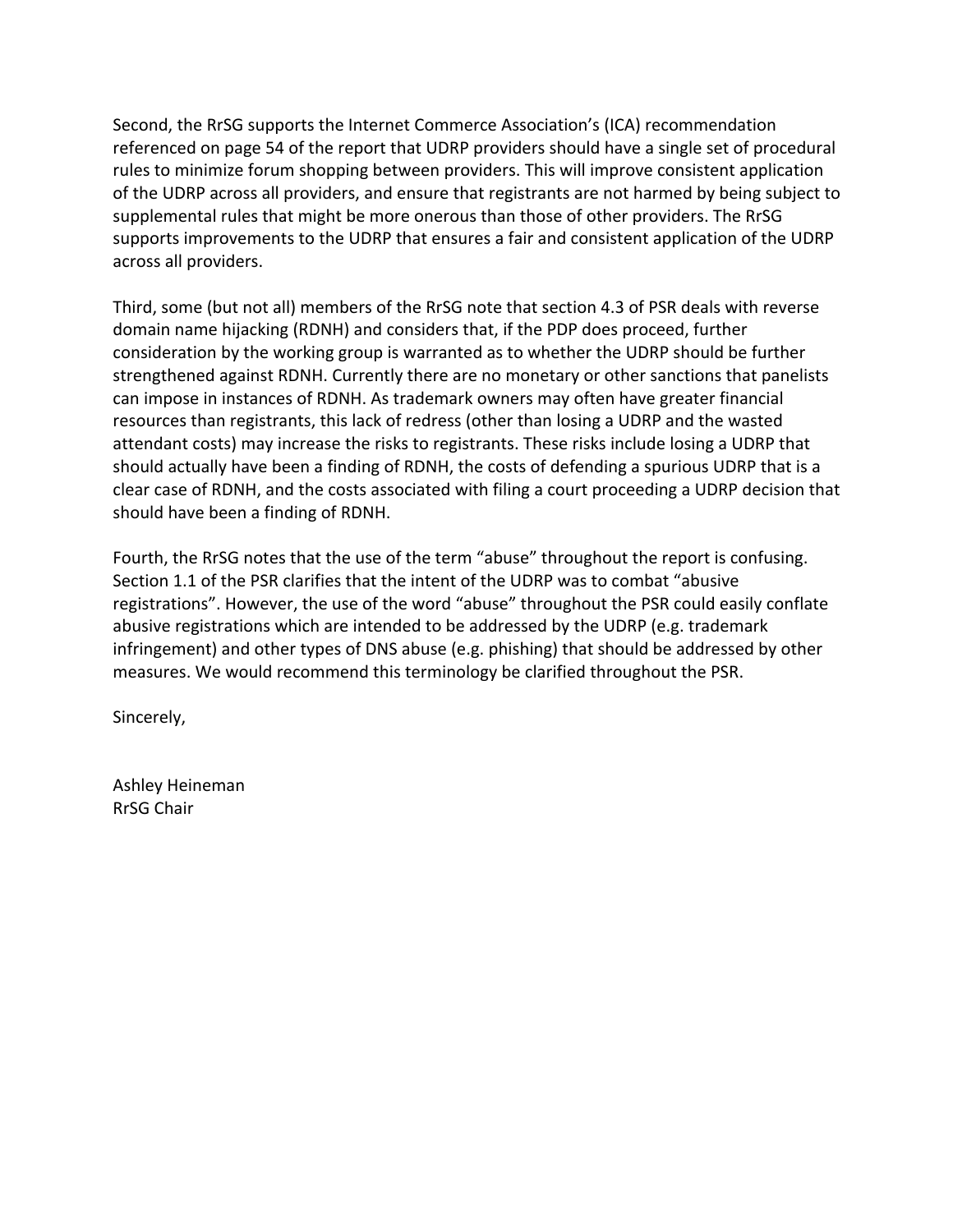Second, the RrSG supports the Internet Commerce Association's (ICA) recommendation referenced on page 54 of the report that UDRP providers should have a single set of procedural rules to minimize forum shopping between providers. This will improve consistent application of the UDRP across all providers, and ensure that registrants are not harmed by being subject to supplemental rules that might be more onerous than those of other providers. The RrSG supports improvements to the UDRP that ensures a fair and consistent application of the UDRP across all providers.

Third, some (but not all) members of the RrSG note that section 4.3 of PSR deals with reverse domain name hijacking (RDNH) and considers that, if the PDP does proceed, further consideration by the working group is warranted as to whether the UDRP should be further strengthened against RDNH. Currently there are no monetary or other sanctions that panelists can impose in instances of RDNH. As trademark owners may often have greater financial resources than registrants, this lack of redress (other than losing a UDRP and the wasted attendant costs) may increase the risks to registrants. These risks include losing a UDRP that should actually have been a finding of RDNH, the costs of defending a spurious UDRP that is a clear case of RDNH, and the costs associated with filing a court proceeding a UDRP decision that should have been a finding of RDNH.

Fourth, the RrSG notes that the use of the term "abuse" throughout the report is confusing. Section 1.1 of the PSR clarifies that the intent of the UDRP was to combat "abusive registrations". However, the use of the word "abuse" throughout the PSR could easily conflate abusive registrations which are intended to be addressed by the UDRP (e.g. trademark infringement) and other types of DNS abuse (e.g. phishing) that should be addressed by other measures. We would recommend this terminology be clarified throughout the PSR.

Sincerely,

Ashley Heineman  
RrSG Chair